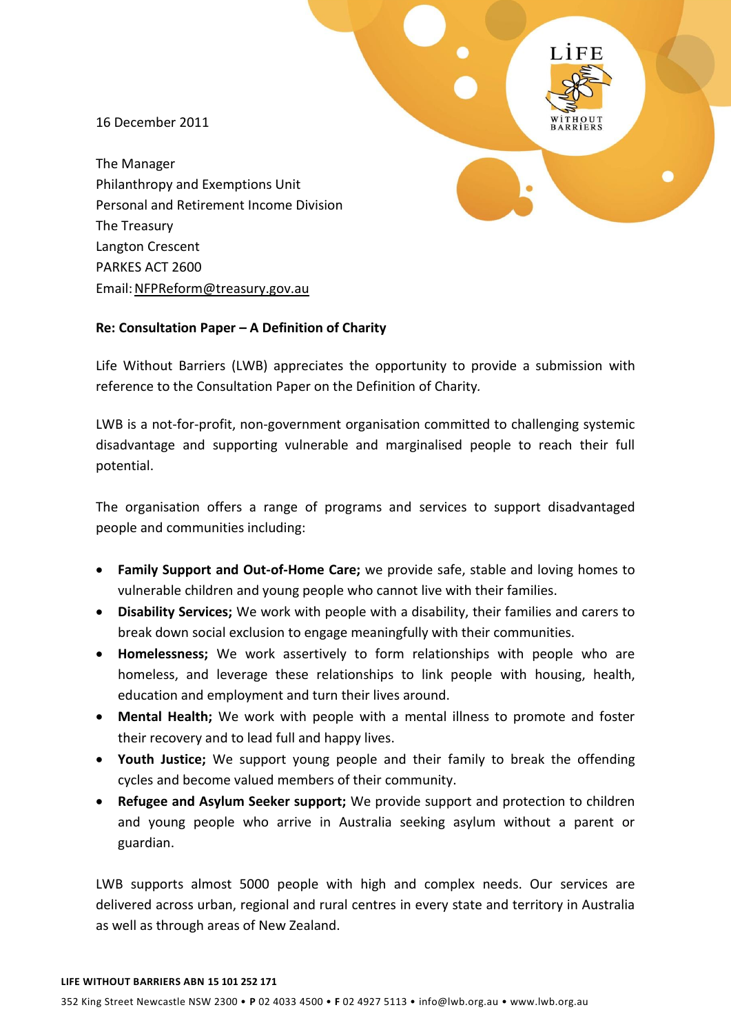16 December 2011

The Manager
Philanthropy and Exemptions Unit
Personal and Retirement Income Division
The Treasury
Langton Crescent
PARKES ACT 2600
Email: NFPReform@treasury.gov.au

**Re: Consultation Paper – A Definition of Charity**

Life Without Barriers (LWB) appreciates the opportunity to provide a submission with reference to the Consultation Paper on the Definition of Charity.

LWB is a not-for-profit, non-government organisation committed to challenging systemic disadvantage and supporting vulnerable and marginalised people to reach their full potential.

The organisation offers a range of programs and services to support disadvantaged people and communities including:

- **Family Support and Out-of-Home Care;** we provide safe, stable and loving homes to vulnerable children and young people who cannot live with their families.
- **Disability Services;** We work with people with a disability, their families and carers to break down social exclusion to engage meaningfully with their communities.
- **Homelessness;** We work assertively to form relationships with people who are homeless, and leverage these relationships to link people with housing, health, education and employment and turn their lives around.
- **Mental Health;** We work with people with a mental illness to promote and foster their recovery and to lead full and happy lives.
- **Youth Justice;** We support young people and their family to break the offending cycles and become valued members of their community.
- **Refugee and Asylum Seeker support;** We provide support and protection to children and young people who arrive in Australia seeking asylum without a parent or guardian.

LWB supports almost 5000 people with high and complex needs. Our services are delivered across urban, regional and rural centres in every state and territory in Australia as well as through areas of New Zealand.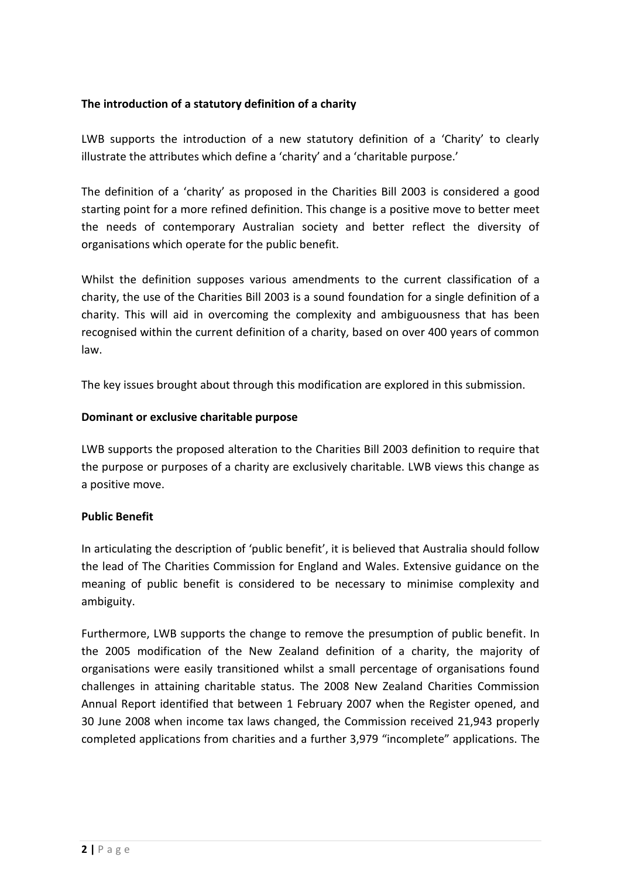**The introduction of a statutory definition of a charity**

LWB supports the introduction of a new statutory definition of a 'Charity' to clearly illustrate the attributes which define a 'charity' and a 'charitable purpose.'

The definition of a 'charity' as proposed in the Charities Bill 2003 is considered a good starting point for a more refined definition. This change is a positive move to better meet the needs of contemporary Australian society and better reflect the diversity of organisations which operate for the public benefit.

Whilst the definition supposes various amendments to the current classification of a charity, the use of the Charities Bill 2003 is a sound foundation for a single definition of a charity. This will aid in overcoming the complexity and ambiguousness that has been recognised within the current definition of a charity, based on over 400 years of common law.

The key issues brought about through this modification are explored in this submission.

**Dominant or exclusive charitable purpose**

LWB supports the proposed alteration to the Charities Bill 2003 definition to require that the purpose or purposes of a charity are exclusively charitable. LWB views this change as a positive move.

**Public Benefit**

In articulating the description of 'public benefit', it is believed that Australia should follow the lead of The Charities Commission for England and Wales. Extensive guidance on the meaning of public benefit is considered to be necessary to minimise complexity and ambiguity.

Furthermore, LWB supports the change to remove the presumption of public benefit. In the 2005 modification of the New Zealand definition of a charity, the majority of organisations were easily transitioned whilst a small percentage of organisations found challenges in attaining charitable status. The 2008 New Zealand Charities Commission Annual Report identified that between 1 February 2007 when the Register opened, and 30 June 2008 when income tax laws changed, the Commission received 21,943 properly completed applications from charities and a further 3,979 "incomplete" applications. The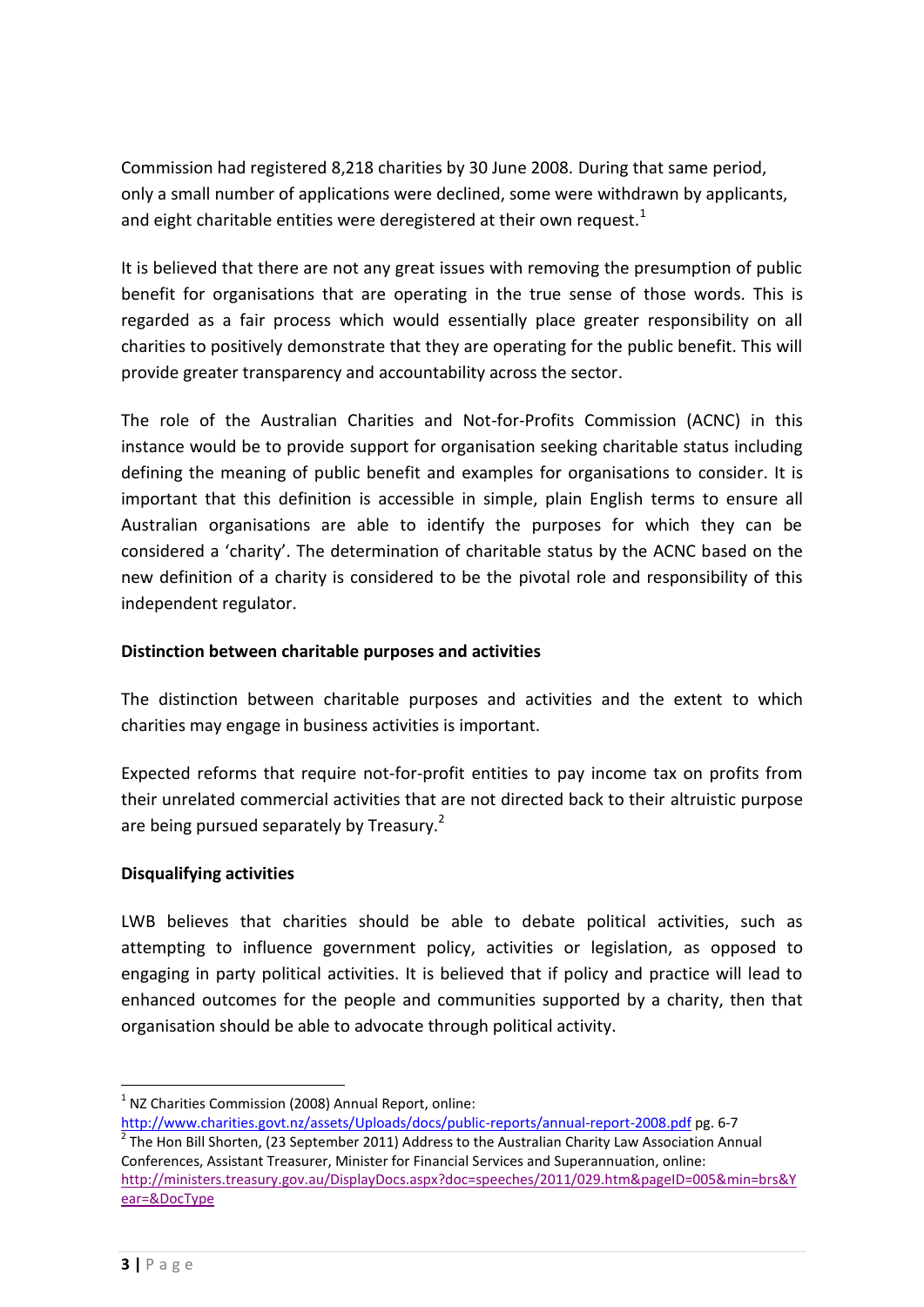Commission had registered 8,218 charities by 30 June 2008. During that same period, only a small number of applications were declined, some were withdrawn by applicants, and eight charitable entities were deregistered at their own request.[1]

It is believed that there are not any great issues with removing the presumption of public benefit for organisations that are operating in the true sense of those words. This is regarded as a fair process which would essentially place greater responsibility on all charities to positively demonstrate that they are operating for the public benefit. This will provide greater transparency and accountability across the sector.

The role of the Australian Charities and Not-for-Profits Commission (ACNC) in this instance would be to provide support for organisation seeking charitable status including defining the meaning of public benefit and examples for organisations to consider. It is important that this definition is accessible in simple, plain English terms to ensure all Australian organisations are able to identify the purposes for which they can be considered a 'charity'. The determination of charitable status by the ACNC based on the new definition of a charity is considered to be the pivotal role and responsibility of this independent regulator.

**Distinction between charitable purposes and activities**

The distinction between charitable purposes and activities and the extent to which charities may engage in business activities is important.

Expected reforms that require not-for-profit entities to pay income tax on profits from their unrelated commercial activities that are not directed back to their altruistic purpose are being pursued separately by Treasury.[2]

**Disqualifying activities**

LWB believes that charities should be able to debate political activities, such as attempting to influence government policy, activities or legislation, as opposed to engaging in party political activities. It is believed that if policy and practice will lead to enhanced outcomes for the people and communities supported by a charity, then that organisation should be able to advocate through political activity.

---

[1] NZ Charities Commission (2008) Annual Report, online: http://www.charities.govt.nz/assets/Uploads/docs/public-reports/annual-report-2008.pdf pg. 6-7

[2] The Hon Bill Shorten, (23 September 2011) Address to the Australian Charity Law Association Annual Conferences, Assistant Treasurer, Minister for Financial Services and Superannuation, online: http://ministers.treasury.gov.au/DisplayDocs.aspx?doc=speeches/2011/029.htm&pageID=005&min=brs&Year=&DocType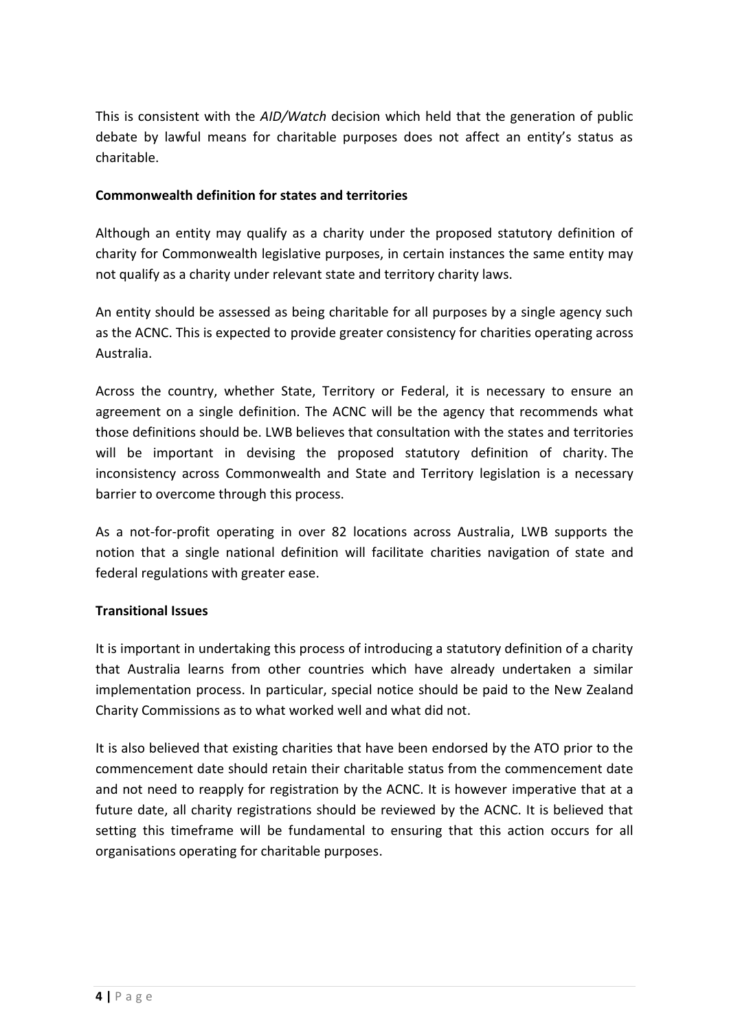This is consistent with the *AID/Watch* decision which held that the generation of public debate by lawful means for charitable purposes does not affect an entity's status as charitable.

**Commonwealth definition for states and territories**

Although an entity may qualify as a charity under the proposed statutory definition of charity for Commonwealth legislative purposes, in certain instances the same entity may not qualify as a charity under relevant state and territory charity laws.

An entity should be assessed as being charitable for all purposes by a single agency such as the ACNC. This is expected to provide greater consistency for charities operating across Australia.

Across the country, whether State, Territory or Federal, it is necessary to ensure an agreement on a single definition. The ACNC will be the agency that recommends what those definitions should be. LWB believes that consultation with the states and territories will be important in devising the proposed statutory definition of charity. The inconsistency across Commonwealth and State and Territory legislation is a necessary barrier to overcome through this process.

As a not-for-profit operating in over 82 locations across Australia, LWB supports the notion that a single national definition will facilitate charities navigation of state and federal regulations with greater ease.

**Transitional Issues**

It is important in undertaking this process of introducing a statutory definition of a charity that Australia learns from other countries which have already undertaken a similar implementation process. In particular, special notice should be paid to the New Zealand Charity Commissions as to what worked well and what did not.

It is also believed that existing charities that have been endorsed by the ATO prior to the commencement date should retain their charitable status from the commencement date and not need to reapply for registration by the ACNC. It is however imperative that at a future date, all charity registrations should be reviewed by the ACNC. It is believed that setting this timeframe will be fundamental to ensuring that this action occurs for all organisations operating for charitable purposes.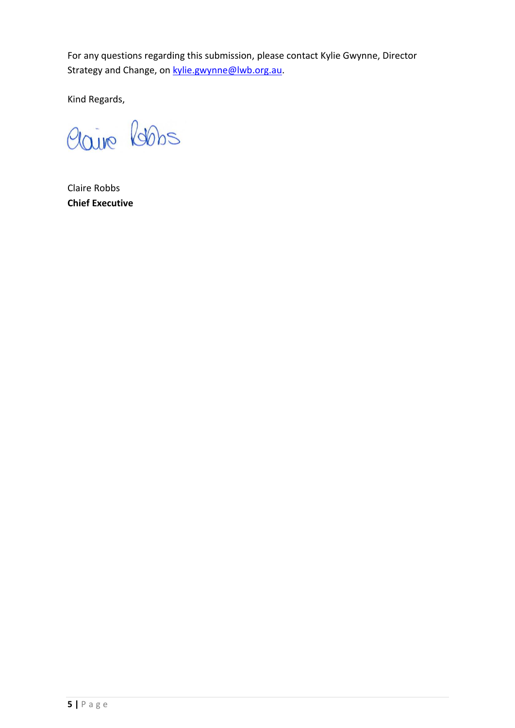For any questions regarding this submission, please contact Kylie Gwynne, Director Strategy and Change, on kylie.gwynne@lwb.org.au.

Kind Regards,

Claire Robbs
**Chief Executive**